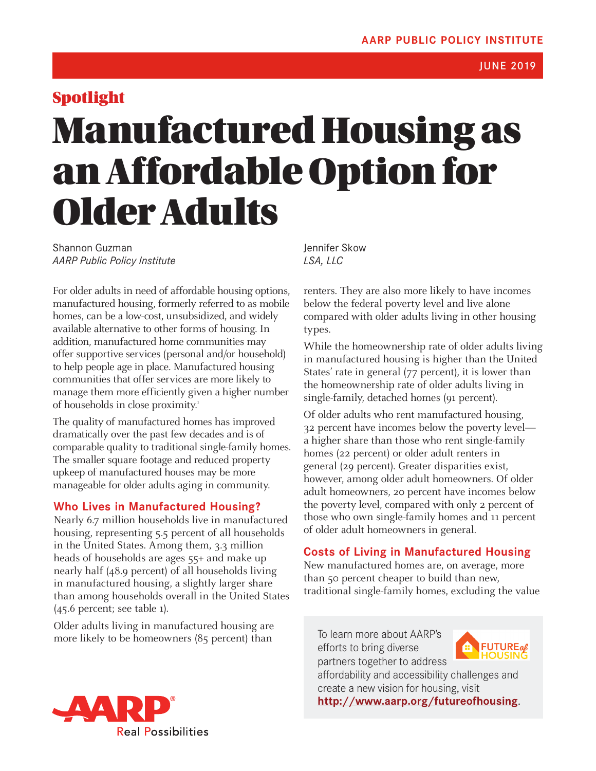AARP PUBLIC POLICY INSTITUTE

JUNE 2019

Spotlight

# Manufactured Housing as an Affordable Option for Older Adults

Shannon Guzman
*AARP Public Policy Institute*

Jennifer Skow
*LSA, LLC*

For older adults in need of affordable housing options, manufactured housing, formerly referred to as mobile homes, can be a low-cost, unsubsidized, and widely available alternative to other forms of housing. In addition, manufactured home communities may offer supportive services (personal and/or household) to help people age in place. Manufactured housing communities that offer services are more likely to manage them more efficiently given a higher number of households in close proximity.[1]

The quality of manufactured homes has improved dramatically over the past few decades and is of comparable quality to traditional single-family homes. The smaller square footage and reduced property upkeep of manufactured houses may be more manageable for older adults aging in community.

## Who Lives in Manufactured Housing?

Nearly 6.7 million households live in manufactured housing, representing 5.5 percent of all households in the United States. Among them, 3.3 million heads of households are ages 55+ and make up nearly half (48.9 percent) of all households living in manufactured housing, a slightly larger share than among households overall in the United States (45.6 percent; see table 1).

Older adults living in manufactured housing are more likely to be homeowners (85 percent) than renters. They are also more likely to have incomes below the federal poverty level and live alone compared with older adults living in other housing types.

While the homeownership rate of older adults living in manufactured housing is higher than the United States' rate in general (77 percent), it is lower than the homeownership rate of older adults living in single-family, detached homes (91 percent).

Of older adults who rent manufactured housing, 32 percent have incomes below the poverty level—a higher share than those who rent single-family homes (22 percent) or older adult renters in general (29 percent). Greater disparities exist, however, among older adult homeowners. Of older adult homeowners, 20 percent have incomes below the poverty level, compared with only 2 percent of those who own single-family homes and 11 percent of older adult homeowners in general.

## Costs of Living in Manufactured Housing

New manufactured homes are, on average, more than 50 percent cheaper to build than new, traditional single-family homes, excluding the value

To learn more about AARP's efforts to bring diverse partners together to address affordability and accessibility challenges and create a new vision for housing, visit **http://www.aarp.org/futureofhousing**.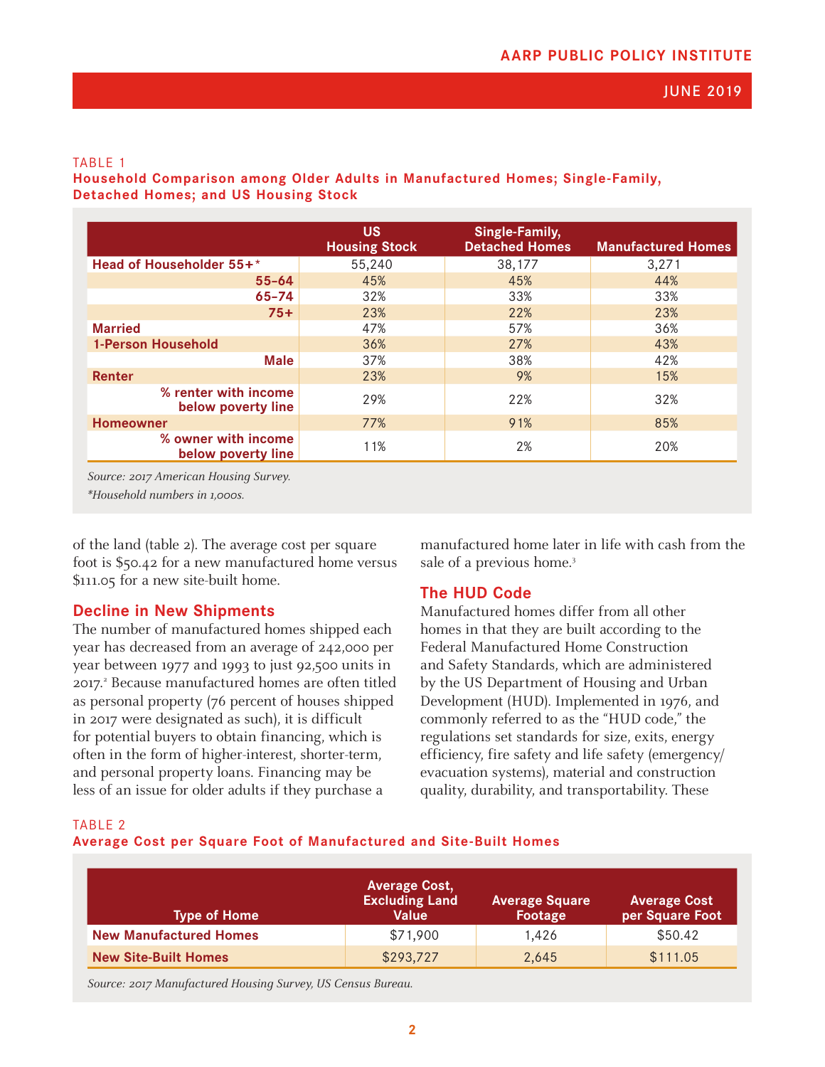TABLE 1

**Household Comparison among Older Adults in Manufactured Homes; Single-Family, Detached Homes; and US Housing Stock**

| | US Housing Stock | Single-Family, Detached Homes | Manufactured Homes |
|---|---|---|---|
| **Head of Householder 55+*** | 55,240 | 38,177 | 3,271 |
| **55–64** | 45% | 45% | 44% |
| **65–74** | 32% | 33% | 33% |
| **75+** | 23% | 22% | 23% |
| **Married** | 47% | 57% | 36% |
| **1-Person Household** | 36% | 27% | 43% |
| **Male** | 37% | 38% | 42% |
| **Renter** | 23% | 9% | 15% |
| **% renter with income below poverty line** | 29% | 22% | 32% |
| **Homeowner** | 77% | 91% | 85% |
| **% owner with income below poverty line** | 11% | 2% | 20% |

*Source: 2017 American Housing Survey.*

**Household numbers in 1,000s.*

of the land (table 2). The average cost per square foot is $50.42 for a new manufactured home versus $111.05 for a new site-built home.

## Decline in New Shipments

The number of manufactured homes shipped each year has decreased from an average of 242,000 per year between 1977 and 1993 to just 92,500 units in 2017.[2] Because manufactured homes are often titled as personal property (76 percent of houses shipped in 2017 were designated as such), it is difficult for potential buyers to obtain financing, which is often in the form of higher-interest, shorter-term, and personal property loans. Financing may be less of an issue for older adults if they purchase a manufactured home later in life with cash from the sale of a previous home.[3]

## The HUD Code

Manufactured homes differ from all other homes in that they are built according to the Federal Manufactured Home Construction and Safety Standards, which are administered by the US Department of Housing and Urban Development (HUD). Implemented in 1976, and commonly referred to as the "HUD code," the regulations set standards for size, exits, energy efficiency, fire safety and life safety (emergency/evacuation systems), material and construction quality, durability, and transportability. These

TABLE 2

**Average Cost per Square Foot of Manufactured and Site-Built Homes**

| Type of Home | Average Cost, Excluding Land Value | Average Square Footage | Average Cost per Square Foot |
|---|---|---|---|
| **New Manufactured Homes** | $71,900 | 1,426 | $50.42 |
| **New Site-Built Homes** | $293,727 | 2,645 | $111.05 |

*Source: 2017 Manufactured Housing Survey, US Census Bureau.*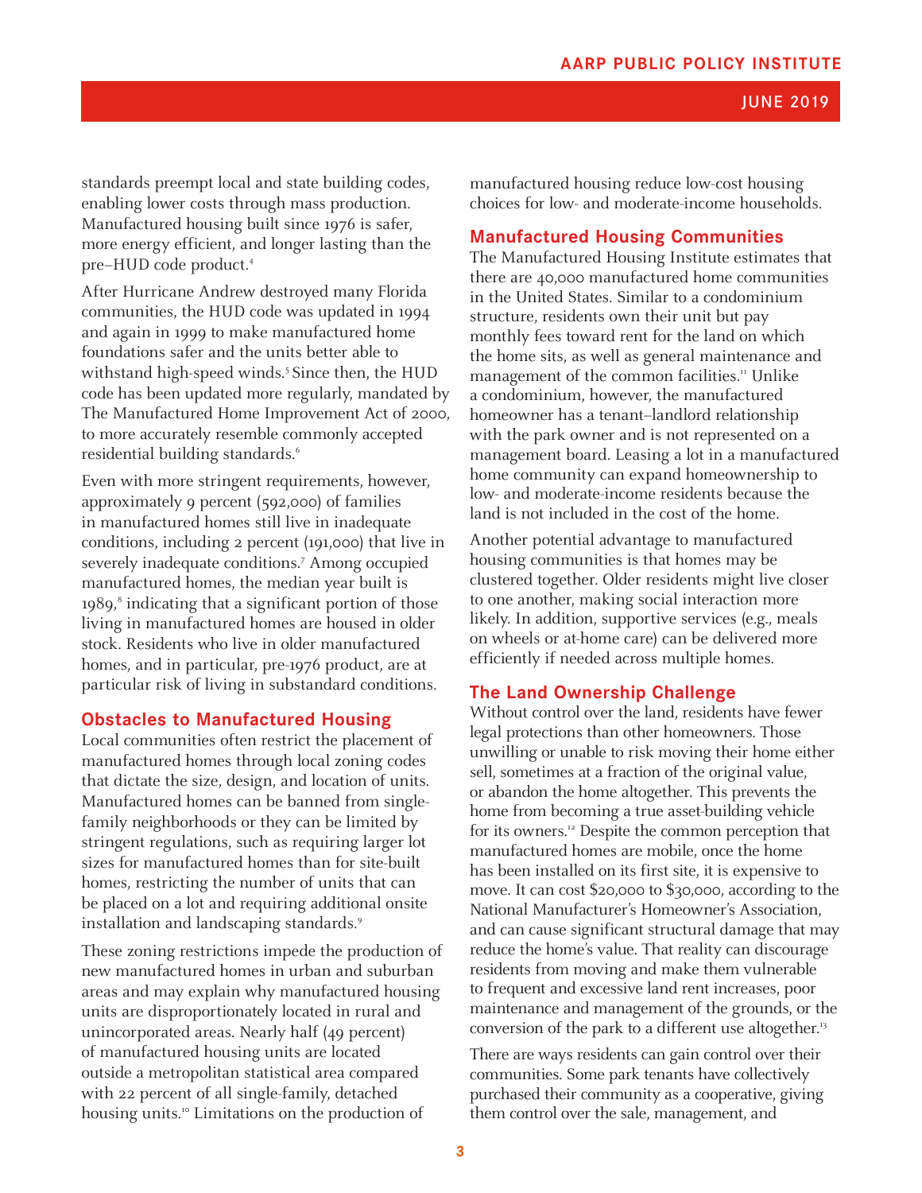standards preempt local and state building codes, enabling lower costs through mass production. Manufactured housing built since 1976 is safer, more energy efficient, and longer lasting than the pre–HUD code product.[4]

After Hurricane Andrew destroyed many Florida communities, the HUD code was updated in 1994 and again in 1999 to make manufactured home foundations safer and the units better able to withstand high-speed winds.[5] Since then, the HUD code has been updated more regularly, mandated by The Manufactured Home Improvement Act of 2000, to more accurately resemble commonly accepted residential building standards.[6]

Even with more stringent requirements, however, approximately 9 percent (592,000) of families in manufactured homes still live in inadequate conditions, including 2 percent (191,000) that live in severely inadequate conditions.[7] Among occupied manufactured homes, the median year built is 1989,[8] indicating that a significant portion of those living in manufactured homes are housed in older stock. Residents who live in older manufactured homes, and in particular, pre-1976 product, are at particular risk of living in substandard conditions.

## Obstacles to Manufactured Housing

Local communities often restrict the placement of manufactured homes through local zoning codes that dictate the size, design, and location of units. Manufactured homes can be banned from single-family neighborhoods or they can be limited by stringent regulations, such as requiring larger lot sizes for manufactured homes than for site-built homes, restricting the number of units that can be placed on a lot and requiring additional onsite installation and landscaping standards.[9]

These zoning restrictions impede the production of new manufactured homes in urban and suburban areas and may explain why manufactured housing units are disproportionately located in rural and unincorporated areas. Nearly half (49 percent) of manufactured housing units are located outside a metropolitan statistical area compared with 22 percent of all single-family, detached housing units.[10] Limitations on the production of manufactured housing reduce low-cost housing choices for low- and moderate-income households.

## Manufactured Housing Communities

The Manufactured Housing Institute estimates that there are 40,000 manufactured home communities in the United States. Similar to a condominium structure, residents own their unit but pay monthly fees toward rent for the land on which the home sits, as well as general maintenance and management of the common facilities.[11] Unlike a condominium, however, the manufactured homeowner has a tenant–landlord relationship with the park owner and is not represented on a management board. Leasing a lot in a manufactured home community can expand homeownership to low- and moderate-income residents because the land is not included in the cost of the home.

Another potential advantage to manufactured housing communities is that homes may be clustered together. Older residents might live closer to one another, making social interaction more likely. In addition, supportive services (e.g., meals on wheels or at-home care) can be delivered more efficiently if needed across multiple homes.

## The Land Ownership Challenge

Without control over the land, residents have fewer legal protections than other homeowners. Those unwilling or unable to risk moving their home either sell, sometimes at a fraction of the original value, or abandon the home altogether. This prevents the home from becoming a true asset-building vehicle for its owners.[12] Despite the common perception that manufactured homes are mobile, once the home has been installed on its first site, it is expensive to move. It can cost $20,000 to $30,000, according to the National Manufacturer's Homeowner's Association, and can cause significant structural damage that may reduce the home's value. That reality can discourage residents from moving and make them vulnerable to frequent and excessive land rent increases, poor maintenance and management of the grounds, or the conversion of the park to a different use altogether.[13]

There are ways residents can gain control over their communities. Some park tenants have collectively purchased their community as a cooperative, giving them control over the sale, management, and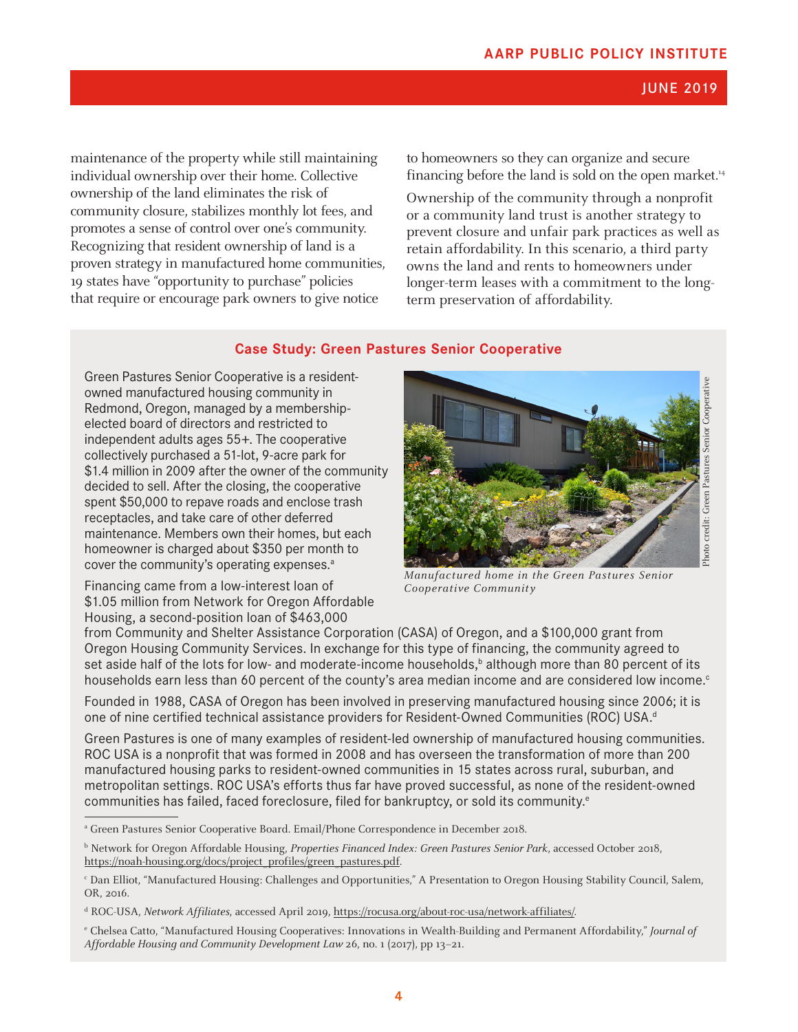maintenance of the property while still maintaining individual ownership over their home. Collective ownership of the land eliminates the risk of community closure, stabilizes monthly lot fees, and promotes a sense of control over one's community. Recognizing that resident ownership of land is a proven strategy in manufactured home communities, 19 states have "opportunity to purchase" policies that require or encourage park owners to give notice to homeowners so they can organize and secure financing before the land is sold on the open market.[14]

Ownership of the community through a nonprofit or a community land trust is another strategy to prevent closure and unfair park practices as well as retain affordability. In this scenario, a third party owns the land and rents to homeowners under longer-term leases with a commitment to the long-term preservation of affordability.

### Case Study: Green Pastures Senior Cooperative

Green Pastures Senior Cooperative is a resident-owned manufactured housing community in Redmond, Oregon, managed by a membership-elected board of directors and restricted to independent adults ages 55+. The cooperative collectively purchased a 51-lot, 9-acre park for $1.4 million in 2009 after the owner of the community decided to sell. After the closing, the cooperative spent $50,000 to repave roads and enclose trash receptacles, and take care of other deferred maintenance. Members own their homes, but each homeowner is charged about $350 per month to cover the community's operating expenses.[a]

*Manufactured home in the Green Pastures Senior Cooperative Community*

Photo credit: Green Pastures Senior Cooperative

Financing came from a low-interest loan of $1.05 million from Network for Oregon Affordable Housing, a second-position loan of $463,000 from Community and Shelter Assistance Corporation (CASA) of Oregon, and a $100,000 grant from Oregon Housing Community Services. In exchange for this type of financing, the community agreed to set aside half of the lots for low- and moderate-income households,[b] although more than 80 percent of its households earn less than 60 percent of the county's area median income and are considered low income.[c]

Founded in 1988, CASA of Oregon has been involved in preserving manufactured housing since 2006; it is one of nine certified technical assistance providers for Resident-Owned Communities (ROC) USA.[d]

Green Pastures is one of many examples of resident-led ownership of manufactured housing communities. ROC USA is a nonprofit that was formed in 2008 and has overseen the transformation of more than 200 manufactured housing parks to resident-owned communities in 15 states across rural, suburban, and metropolitan settings. ROC USA's efforts thus far have proved successful, as none of the resident-owned communities has failed, faced foreclosure, filed for bankruptcy, or sold its community.[e]

---

[a] Green Pastures Senior Cooperative Board. Email/Phone Correspondence in December 2018.

[b] Network for Oregon Affordable Housing, *Properties Financed Index: Green Pastures Senior Park*, accessed October 2018, https://noah-housing.org/docs/project_profiles/green_pastures.pdf.

[c] Dan Elliot, "Manufactured Housing: Challenges and Opportunities," A Presentation to Oregon Housing Stability Council, Salem, OR, 2016.

[d] ROC-USA, *Network Affiliates*, accessed April 2019, https://rocusa.org/about-roc-usa/network-affiliates/.

[e] Chelsea Catto, "Manufactured Housing Cooperatives: Innovations in Wealth-Building and Permanent Affordability," *Journal of Affordable Housing and Community Development Law* 26, no. 1 (2017), pp 13–21.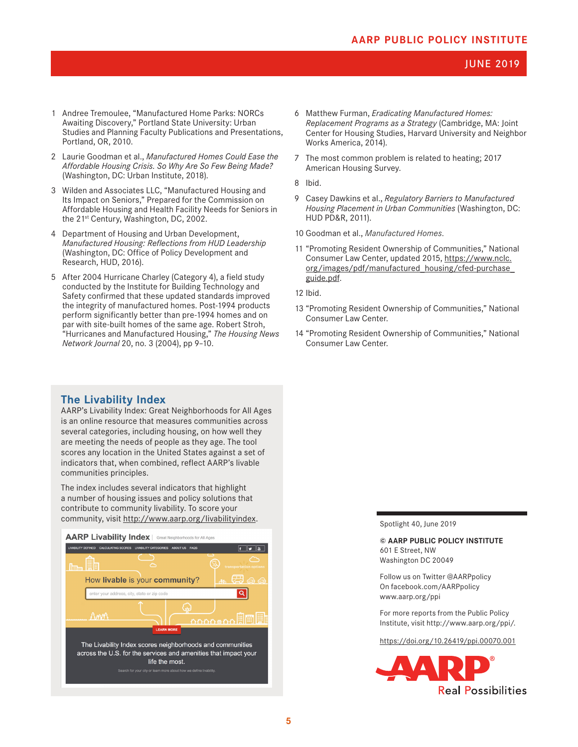1 Andree Tremoulee, “Manufactured Home Parks: NORCs Awaiting Discovery,” Portland State University: Urban Studies and Planning Faculty Publications and Presentations, Portland, OR, 2010.

2 Laurie Goodman et al., *Manufactured Homes Could Ease the Affordable Housing Crisis. So Why Are So Few Being Made?* (Washington, DC: Urban Institute, 2018).

3 Wilden and Associates LLC, “Manufactured Housing and Its Impact on Seniors,” Prepared for the Commission on Affordable Housing and Health Facility Needs for Seniors in the 21st Century, Washington, DC, 2002.

4 Department of Housing and Urban Development, *Manufactured Housing: Reflections from HUD Leadership* (Washington, DC: Office of Policy Development and Research, HUD, 2016).

5 After 2004 Hurricane Charley (Category 4), a field study conducted by the Institute for Building Technology and Safety confirmed that these updated standards improved the integrity of manufactured homes. Post-1994 products perform significantly better than pre-1994 homes and on par with site-built homes of the same age. Robert Stroh, “Hurricanes and Manufactured Housing,” *The Housing News Network Journal* 20, no. 3 (2004), pp 9–10.

6 Matthew Furman, *Eradicating Manufactured Homes: Replacement Programs as a Strategy* (Cambridge, MA: Joint Center for Housing Studies, Harvard University and Neighbor Works America, 2014).

7 The most common problem is related to heating; 2017 American Housing Survey.

8 Ibid.

9 Casey Dawkins et al., *Regulatory Barriers to Manufactured Housing Placement in Urban Communities* (Washington, DC: HUD PD&R, 2011).

10 Goodman et al., *Manufactured Homes*.

11 “Promoting Resident Ownership of Communities,” National Consumer Law Center, updated 2015, https://www.nclc.org/images/pdf/manufactured_housing/cfed-purchase_guide.pdf.

12 Ibid.

13 “Promoting Resident Ownership of Communities,” National Consumer Law Center.

14 “Promoting Resident Ownership of Communities,” National Consumer Law Center.

## The Livability Index

AARP’s Livability Index: Great Neighborhoods for All Ages is an online resource that measures communities across several categories, including housing, on how well they are meeting the needs of people as they age. The tool scores any location in the United States against a set of indicators that, when combined, reflect AARP’s livable communities principles.

The index includes several indicators that highlight a number of housing issues and policy solutions that contribute to community livability. To score your community, visit http://www.aarp.org/livabilityindex.

Spotlight 40, June 2019

**© AARP PUBLIC POLICY INSTITUTE**
601 E Street, NW
Washington DC 20049

Follow us on Twitter @AARPpolicy
On facebook.com/AARPpolicy
www.aarp.org/ppi

For more reports from the Public Policy Institute, visit http://www.aarp.org/ppi/.

https://doi.org/10.26419/ppi.00070.001

AARP Real Possibilities